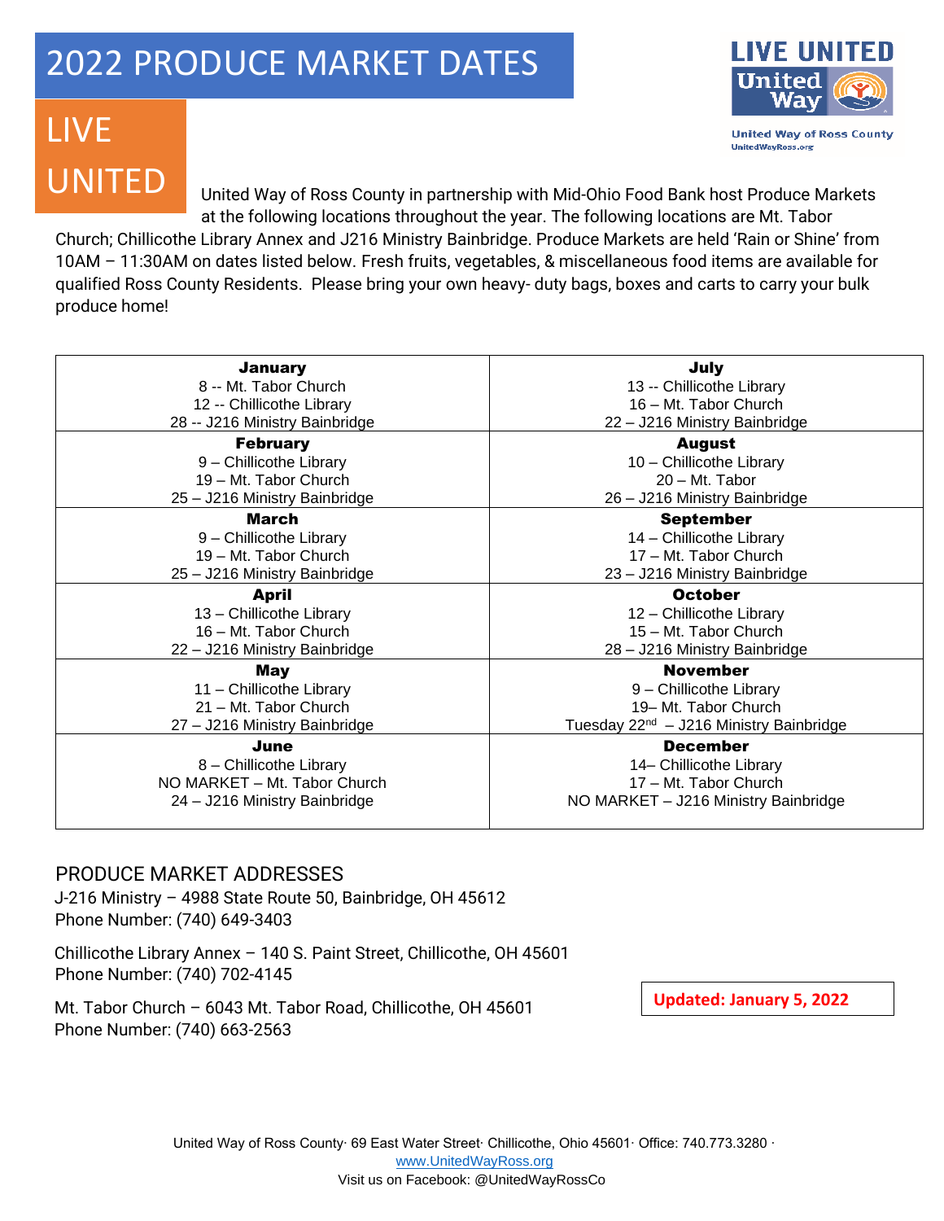# 2022 PRODUCE MARKET DATES

LIVE UNITED

LIVE UNITED
United Way
United Way of Ross County
UnitedWayRoss.org

United Way of Ross County in partnership with Mid-Ohio Food Bank host Produce Markets at the following locations throughout the year. The following locations are Mt. Tabor Church; Chillicothe Library Annex and J216 Ministry Bainbridge. Produce Markets are held 'Rain or Shine' from 10AM – 11:30AM on dates listed below. Fresh fruits, vegetables, & miscellaneous food items are available for qualified Ross County Residents. Please bring your own heavy- duty bags, boxes and carts to carry your bulk produce home!

| **January** | **July** |
|---|---|
| 8 -- Mt. Tabor Church<br>12 -- Chillicothe Library<br>28 -- J216 Ministry Bainbridge | 13 -- Chillicothe Library<br>16 – Mt. Tabor Church<br>22 – J216 Ministry Bainbridge |
| **February** | **August** |
| 9 – Chillicothe Library<br>19 – Mt. Tabor Church<br>25 – J216 Ministry Bainbridge | 10 – Chillicothe Library<br>20 – Mt. Tabor<br>26 – J216 Ministry Bainbridge |
| **March** | **September** |
| 9 – Chillicothe Library<br>19 – Mt. Tabor Church<br>25 – J216 Ministry Bainbridge | 14 – Chillicothe Library<br>17 – Mt. Tabor Church<br>23 – J216 Ministry Bainbridge |
| **April** | **October** |
| 13 – Chillicothe Library<br>16 – Mt. Tabor Church<br>22 – J216 Ministry Bainbridge | 12 – Chillicothe Library<br>15 – Mt. Tabor Church<br>28 – J216 Ministry Bainbridge |
| **May** | **November** |
| 11 – Chillicothe Library<br>21 – Mt. Tabor Church<br>27 – J216 Ministry Bainbridge | 9 – Chillicothe Library<br>19– Mt. Tabor Church<br>Tuesday 22nd – J216 Ministry Bainbridge |
| **June** | **December** |
| 8 – Chillicothe Library<br>NO MARKET – Mt. Tabor Church<br>24 – J216 Ministry Bainbridge | 14– Chillicothe Library<br>17 – Mt. Tabor Church<br>NO MARKET – J216 Ministry Bainbridge |

## PRODUCE MARKET ADDRESSES

J-216 Ministry – 4988 State Route 50, Bainbridge, OH 45612
Phone Number: (740) 649-3403

Chillicothe Library Annex – 140 S. Paint Street, Chillicothe, OH 45601
Phone Number: (740) 702-4145

Mt. Tabor Church – 6043 Mt. Tabor Road, Chillicothe, OH 45601
Phone Number: (740) 663-2563

**Updated: January 5, 2022**

United Way of Ross County· 69 East Water Street· Chillicothe, Ohio 45601· Office: 740.773.3280 ·
www.UnitedWayRoss.org
Visit us on Facebook: @UnitedWayRossCo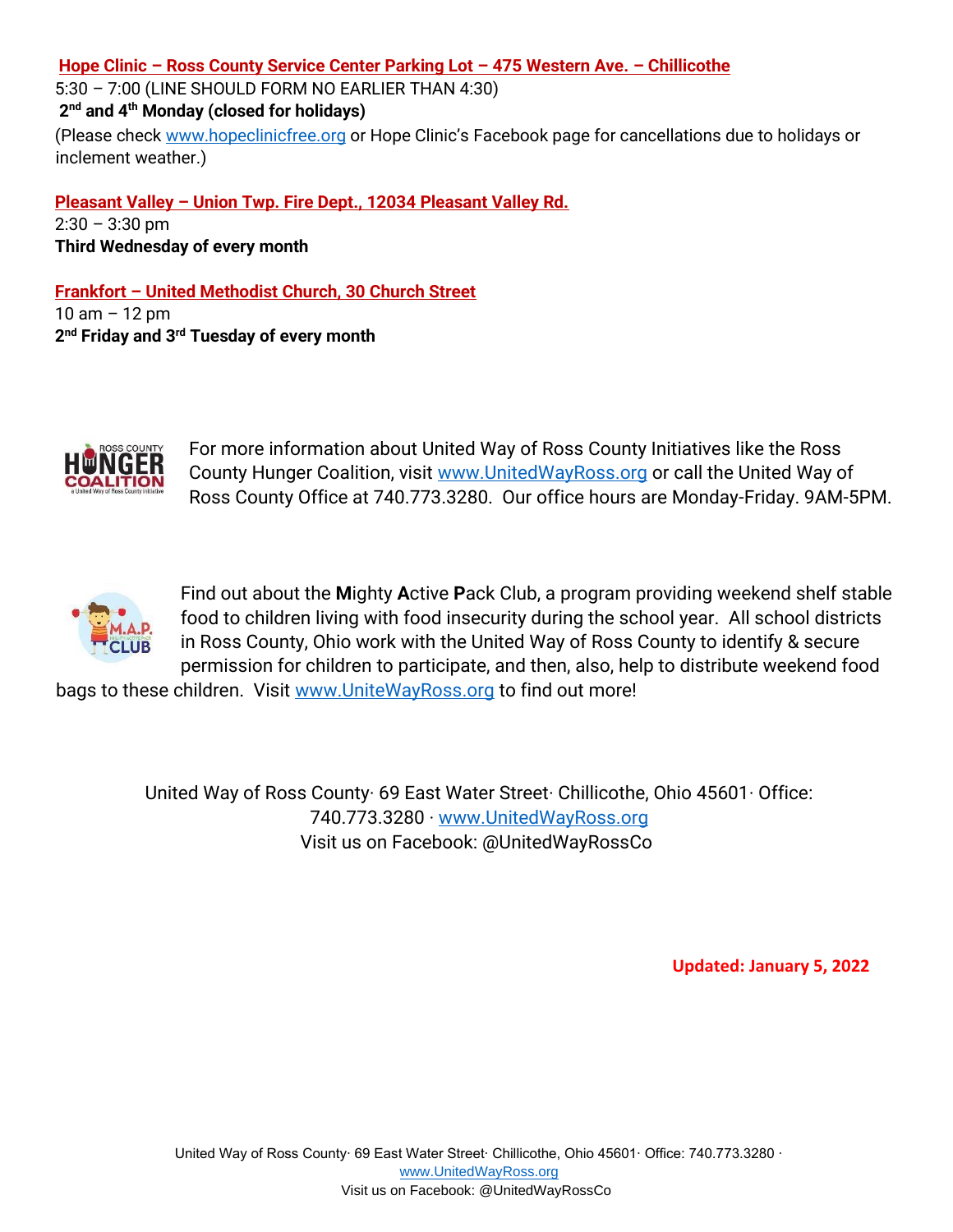**Hope Clinic – Ross County Service Center Parking Lot – 475 Western Ave. – Chillicothe**

5:30 – 7:00 (LINE SHOULD FORM NO EARLIER THAN 4:30)

**2nd and 4th Monday (closed for holidays)**

(Please check www.hopeclinicfree.org or Hope Clinic's Facebook page for cancellations due to holidays or inclement weather.)

**Pleasant Valley – Union Twp. Fire Dept., 12034 Pleasant Valley Rd.**

2:30 – 3:30 pm

**Third Wednesday of every month**

**Frankfort – United Methodist Church, 30 Church Street**

10 am – 12 pm

**2nd Friday and 3rd Tuesday of every month**

For more information about United Way of Ross County Initiatives like the Ross County Hunger Coalition, visit www.UnitedWayRoss.org or call the United Way of Ross County Office at 740.773.3280. Our office hours are Monday-Friday. 9AM-5PM.

Find out about the **M**ighty **A**ctive **P**ack Club, a program providing weekend shelf stable food to children living with food insecurity during the school year. All school districts in Ross County, Ohio work with the United Way of Ross County to identify & secure permission for children to participate, and then, also, help to distribute weekend food bags to these children. Visit www.UniteWayRoss.org to find out more!

United Way of Ross County· 69 East Water Street· Chillicothe, Ohio 45601· Office: 740.773.3280 · www.UnitedWayRoss.org

Visit us on Facebook: @UnitedWayRossCo

**Updated: January 5, 2022**